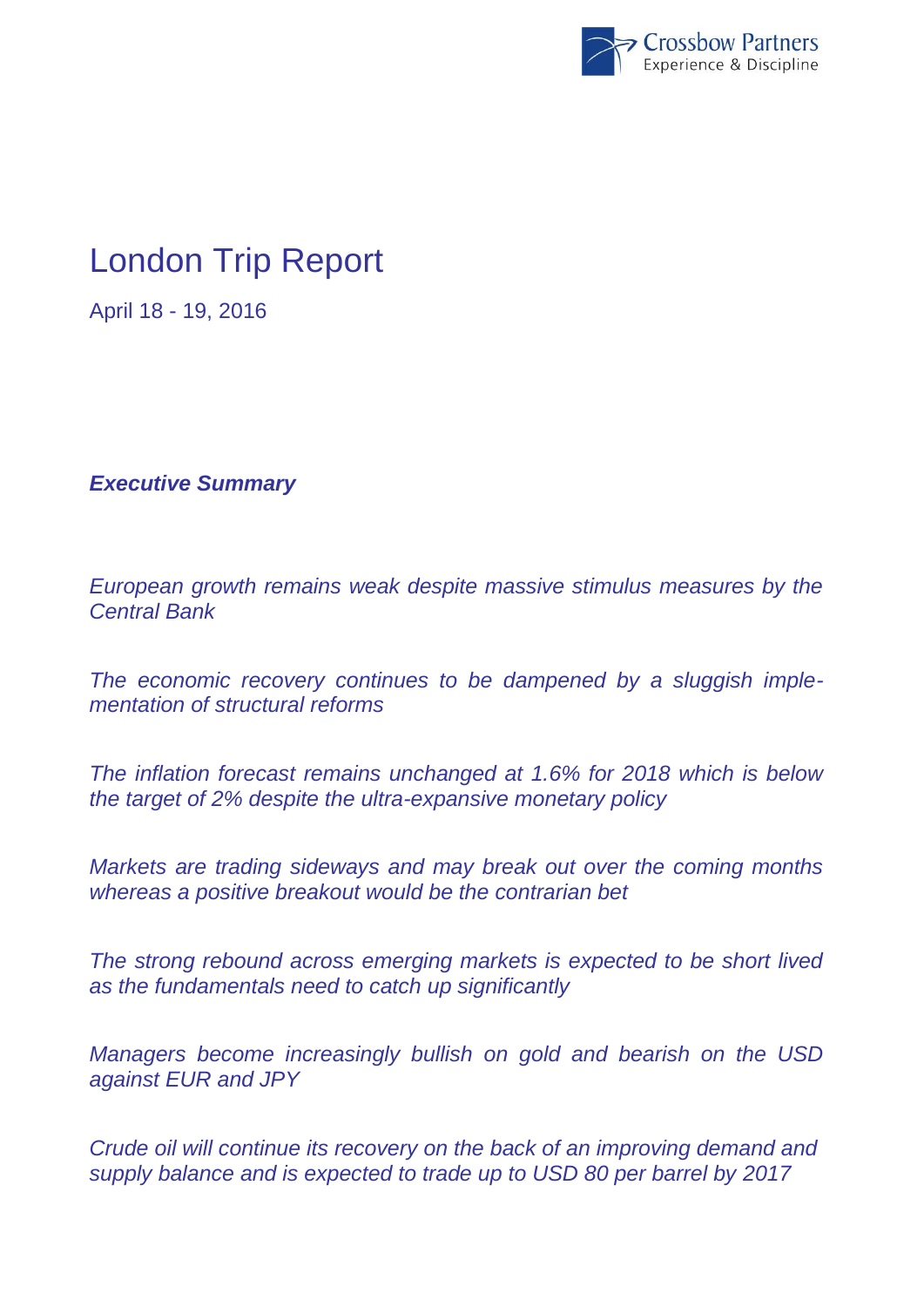# London Trip Report

April 18 - 19, 2016

***Executive Summary***

*European growth remains weak despite massive stimulus measures by the Central Bank*

*The economic recovery continues to be dampened by a sluggish implementation of structural reforms*

*The inflation forecast remains unchanged at 1.6% for 2018 which is below the target of 2% despite the ultra-expansive monetary policy*

*Markets are trading sideways and may break out over the coming months whereas a positive breakout would be the contrarian bet*

*The strong rebound across emerging markets is expected to be short lived as the fundamentals need to catch up significantly*

*Managers become increasingly bullish on gold and bearish on the USD against EUR and JPY*

*Crude oil will continue its recovery on the back of an improving demand and supply balance and is expected to trade up to USD 80 per barrel by 2017*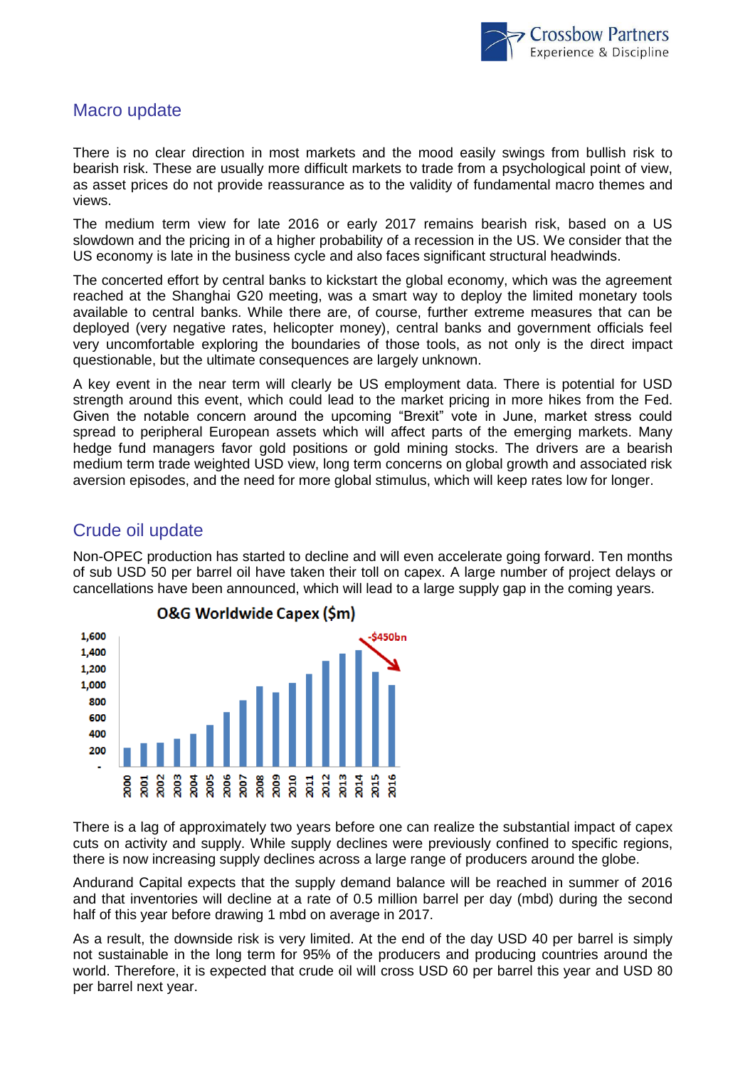## Macro update

There is no clear direction in most markets and the mood easily swings from bullish risk to bearish risk. These are usually more difficult markets to trade from a psychological point of view, as asset prices do not provide reassurance as to the validity of fundamental macro themes and views.

The medium term view for late 2016 or early 2017 remains bearish risk, based on a US slowdown and the pricing in of a higher probability of a recession in the US. We consider that the US economy is late in the business cycle and also faces significant structural headwinds.

The concerted effort by central banks to kickstart the global economy, which was the agreement reached at the Shanghai G20 meeting, was a smart way to deploy the limited monetary tools available to central banks. While there are, of course, further extreme measures that can be deployed (very negative rates, helicopter money), central banks and government officials feel very uncomfortable exploring the boundaries of those tools, as not only is the direct impact questionable, but the ultimate consequences are largely unknown.

A key event in the near term will clearly be US employment data. There is potential for USD strength around this event, which could lead to the market pricing in more hikes from the Fed. Given the notable concern around the upcoming "Brexit" vote in June, market stress could spread to peripheral European assets which will affect parts of the emerging markets. Many hedge fund managers favor gold positions or gold mining stocks. The drivers are a bearish medium term trade weighted USD view, long term concerns on global growth and associated risk aversion episodes, and the need for more global stimulus, which will keep rates low for longer.

## Crude oil update

Non-OPEC production has started to decline and will even accelerate going forward. Ten months of sub USD 50 per barrel oil have taken their toll on capex. A large number of project delays or cancellations have been announced, which will lead to a large supply gap in the coming years.

**O&G Worldwide Capex ($m)**

-$450bn

1,600
1,400
1,200
1,000
800
600
400
200
-

2000 2001 2002 2003 2004 2005 2006 2007 2008 2009 2010 2011 2012 2013 2014 2015 2016

There is a lag of approximately two years before one can realize the substantial impact of capex cuts on activity and supply. While supply declines were previously confined to specific regions, there is now increasing supply declines across a large range of producers around the globe.

Andurand Capital expects that the supply demand balance will be reached in summer of 2016 and that inventories will decline at a rate of 0.5 million barrel per day (mbd) during the second half of this year before drawing 1 mbd on average in 2017.

As a result, the downside risk is very limited. At the end of the day USD 40 per barrel is simply not sustainable in the long term for 95% of the producers and producing countries around the world. Therefore, it is expected that crude oil will cross USD 60 per barrel this year and USD 80 per barrel next year.